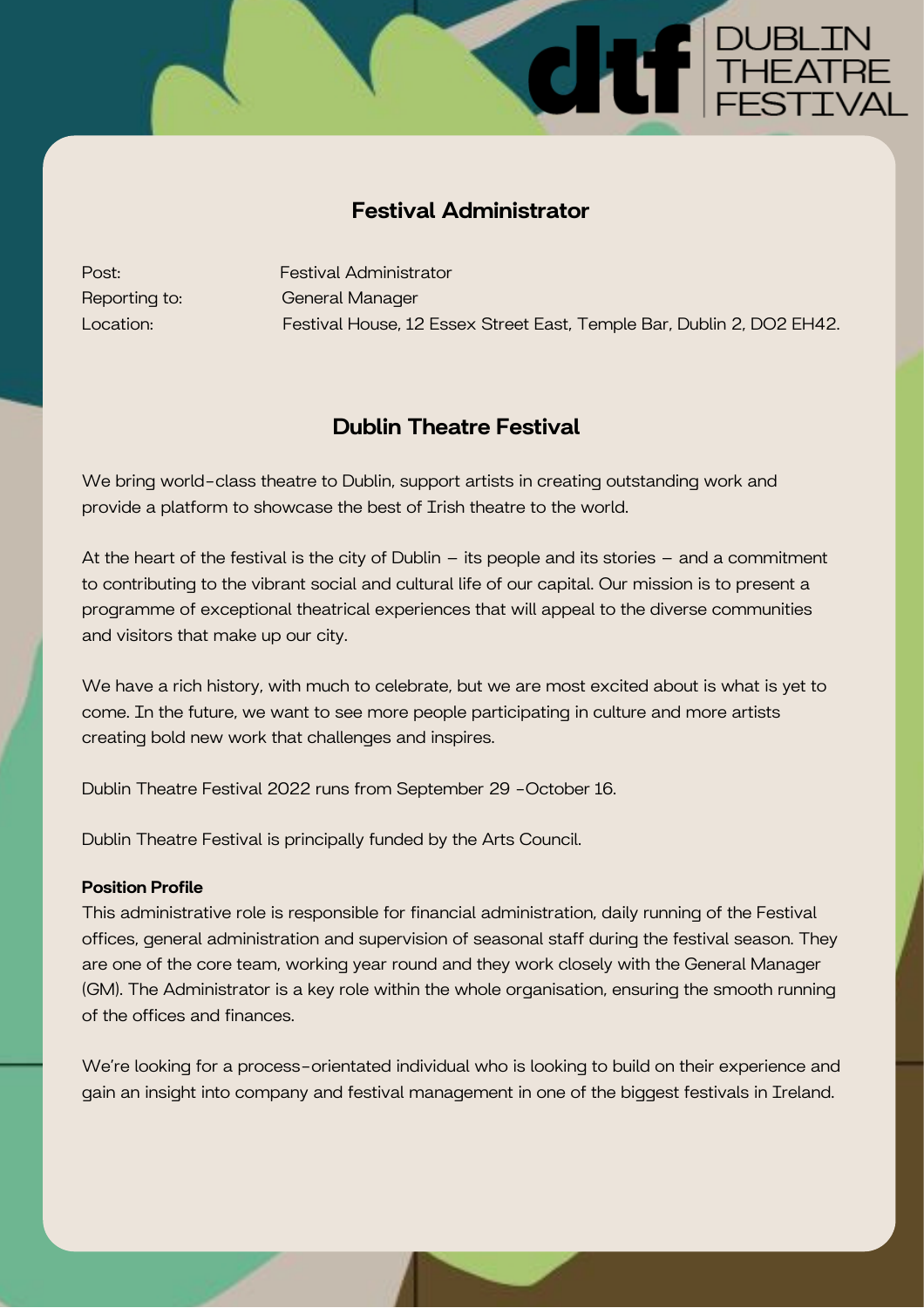Dublin Theatre Festival

# Festival Administrator

Post: Festival Administrator
Reporting to: General Manager
Location: Festival House, 12 Essex Street East, Temple Bar, Dublin 2, DO2 EH42.

## Dublin Theatre Festival

We bring world-class theatre to Dublin, support artists in creating outstanding work and provide a platform to showcase the best of Irish theatre to the world.

At the heart of the festival is the city of Dublin – its people and its stories – and a commitment to contributing to the vibrant social and cultural life of our capital. Our mission is to present a programme of exceptional theatrical experiences that will appeal to the diverse communities and visitors that make up our city.

We have a rich history, with much to celebrate, but we are most excited about is what is yet to come. In the future, we want to see more people participating in culture and more artists creating bold new work that challenges and inspires.

Dublin Theatre Festival 2022 runs from September 29 -October 16.

Dublin Theatre Festival is principally funded by the Arts Council.

**Position Profile**

This administrative role is responsible for financial administration, daily running of the Festival offices, general administration and supervision of seasonal staff during the festival season. They are one of the core team, working year round and they work closely with the General Manager (GM). The Administrator is a key role within the whole organisation, ensuring the smooth running of the offices and finances.

We're looking for a process-orientated individual who is looking to build on their experience and gain an insight into company and festival management in one of the biggest festivals in Ireland.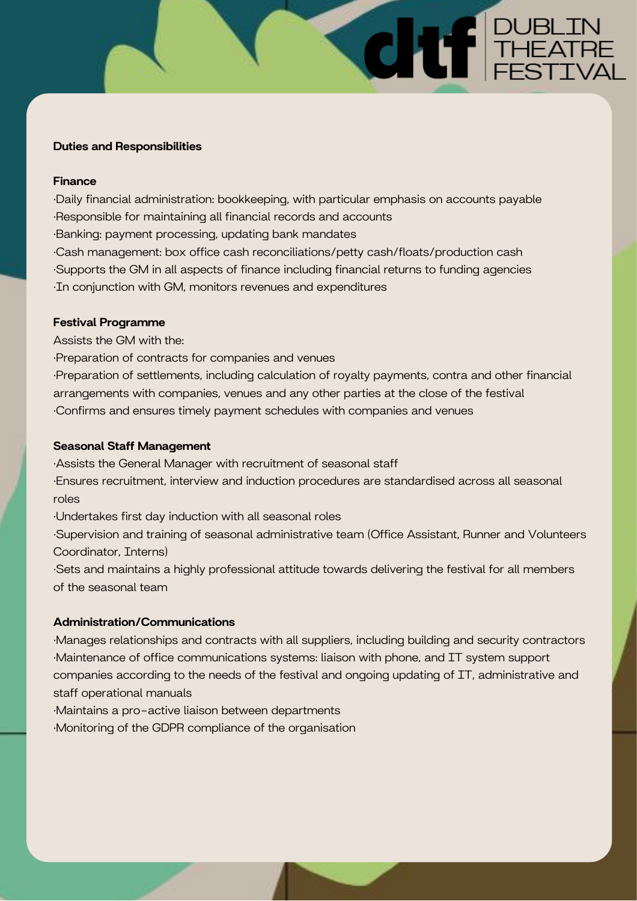**Duties and Responsibilities**

**Finance**

- Daily financial administration: bookkeeping, with particular emphasis on accounts payable
- Responsible for maintaining all financial records and accounts
- Banking: payment processing, updating bank mandates
- Cash management: box office cash reconciliations/petty cash/floats/production cash
- Supports the GM in all aspects of finance including financial returns to funding agencies
- In conjunction with GM, monitors revenues and expenditures

**Festival Programme**

Assists the GM with the:

- Preparation of contracts for companies and venues
- Preparation of settlements, including calculation of royalty payments, contra and other financial arrangements with companies, venues and any other parties at the close of the festival
- Confirms and ensures timely payment schedules with companies and venues

**Seasonal Staff Management**

- Assists the General Manager with recruitment of seasonal staff
- Ensures recruitment, interview and induction procedures are standardised across all seasonal roles
- Undertakes first day induction with all seasonal roles
- Supervision and training of seasonal administrative team (Office Assistant, Runner and Volunteers Coordinator, Interns)
- Sets and maintains a highly professional attitude towards delivering the festival for all members of the seasonal team

**Administration/Communications**

- Manages relationships and contracts with all suppliers, including building and security contractors
- Maintenance of office communications systems: liaison with phone, and IT system support companies according to the needs of the festival and ongoing updating of IT, administrative and staff operational manuals
- Maintains a pro-active liaison between departments
- Monitoring of the GDPR compliance of the organisation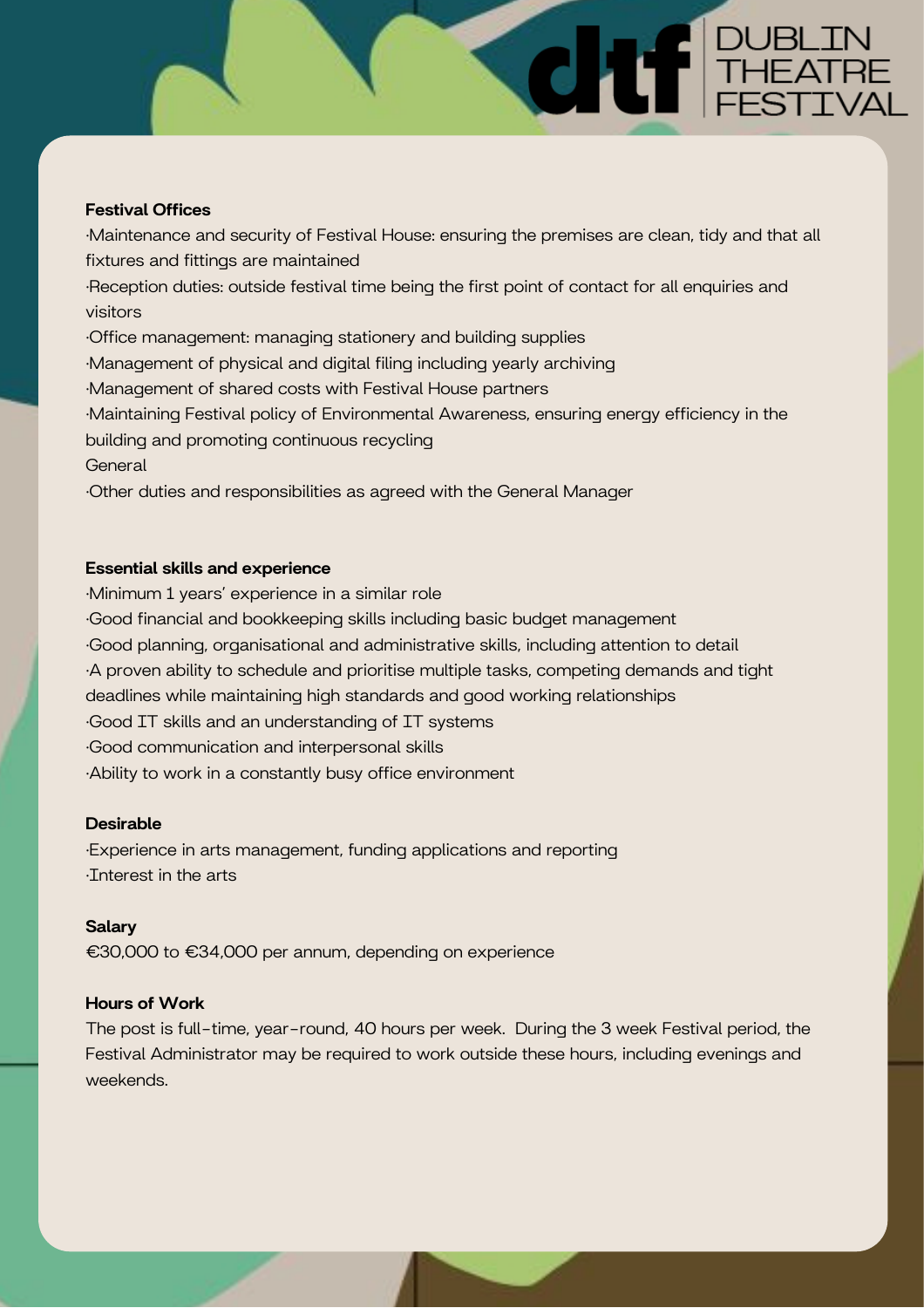**Festival Offices**

·Maintenance and security of Festival House: ensuring the premises are clean, tidy and that all fixtures and fittings are maintained

·Reception duties: outside festival time being the first point of contact for all enquiries and visitors

·Office management: managing stationery and building supplies

·Management of physical and digital filing including yearly archiving

·Management of shared costs with Festival House partners

·Maintaining Festival policy of Environmental Awareness, ensuring energy efficiency in the building and promoting continuous recycling

General

·Other duties and responsibilities as agreed with the General Manager

**Essential skills and experience**

·Minimum 1 years' experience in a similar role

·Good financial and bookkeeping skills including basic budget management

·Good planning, organisational and administrative skills, including attention to detail

·A proven ability to schedule and prioritise multiple tasks, competing demands and tight deadlines while maintaining high standards and good working relationships

·Good IT skills and an understanding of IT systems

·Good communication and interpersonal skills

·Ability to work in a constantly busy office environment

**Desirable**

·Experience in arts management, funding applications and reporting

·Interest in the arts

**Salary**

€30,000 to €34,000 per annum, depending on experience

**Hours of Work**

The post is full-time, year-round, 40 hours per week. During the 3 week Festival period, the Festival Administrator may be required to work outside these hours, including evenings and weekends.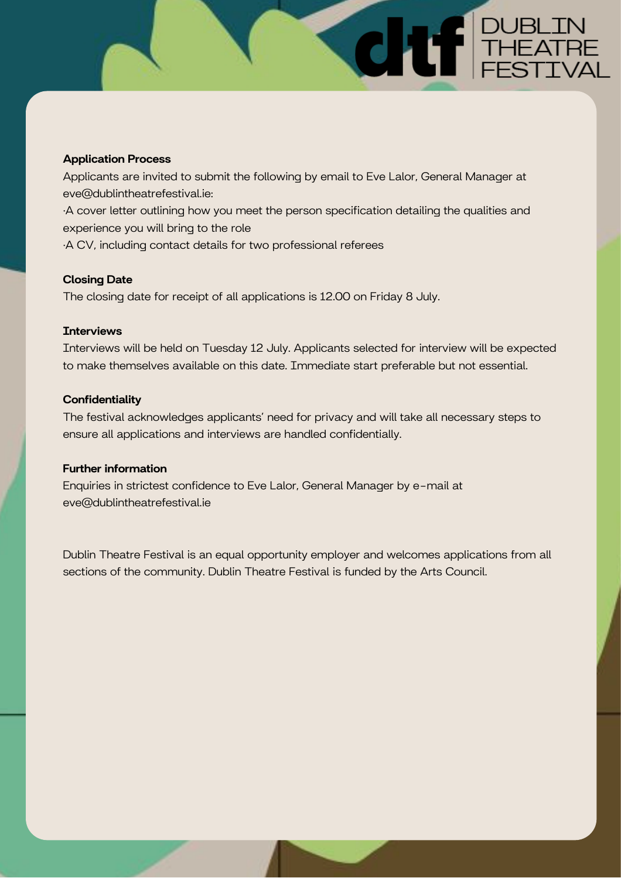**Application Process**

Applicants are invited to submit the following by email to Eve Lalor, General Manager at eve@dublintheatrefestival.ie:

·A cover letter outlining how you meet the person specification detailing the qualities and experience you will bring to the role

·A CV, including contact details for two professional referees

**Closing Date**

The closing date for receipt of all applications is 12.00 on Friday 8 July.

**Interviews**

Interviews will be held on Tuesday 12 July. Applicants selected for interview will be expected to make themselves available on this date. Immediate start preferable but not essential.

**Confidentiality**

The festival acknowledges applicants' need for privacy and will take all necessary steps to ensure all applications and interviews are handled confidentially.

**Further information**

Enquiries in strictest confidence to Eve Lalor, General Manager by e-mail at eve@dublintheatrefestival.ie

Dublin Theatre Festival is an equal opportunity employer and welcomes applications from all sections of the community. Dublin Theatre Festival is funded by the Arts Council.